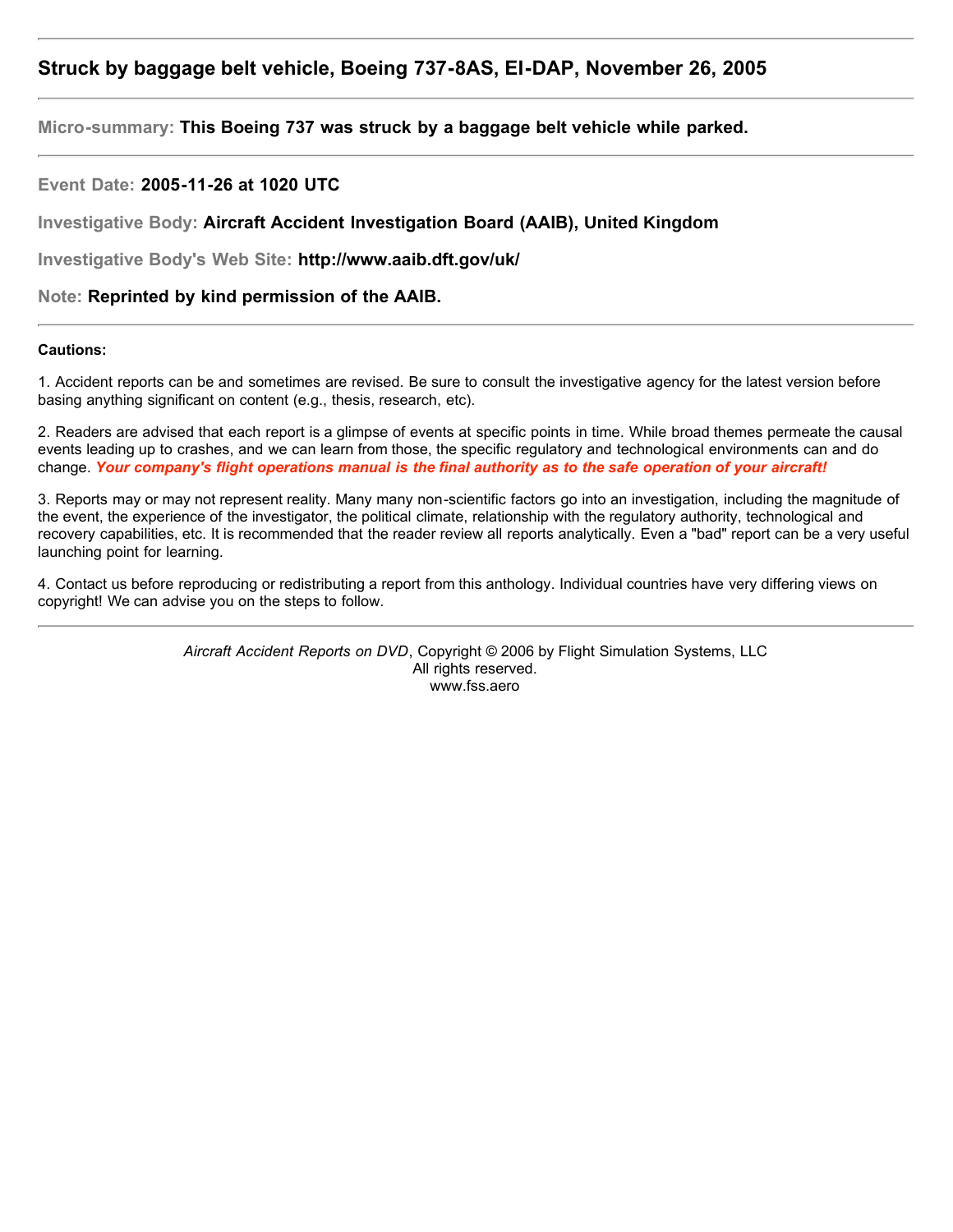---

## Struck by baggage belt vehicle, Boeing 737-8AS, EI-DAP, November 26, 2005

---

**Micro-summary:** **This Boeing 737 was struck by a baggage belt vehicle while parked.**

---

**Event Date:** **2005-11-26 at 1020 UTC**

**Investigative Body:** **Aircraft Accident Investigation Board (AAIB), United Kingdom**

**Investigative Body's Web Site:** **http://www.aaib.dft.gov/uk/**

**Note:** **Reprinted by kind permission of the AAIB.**

---

**Cautions:**

1. Accident reports can be and sometimes are revised. Be sure to consult the investigative agency for the latest version before basing anything significant on content (e.g., thesis, research, etc).

2. Readers are advised that each report is a glimpse of events at specific points in time. While broad themes permeate the causal events leading up to crashes, and we can learn from those, the specific regulatory and technological environments can and do change. ***Your company's flight operations manual is the final authority as to the safe operation of your aircraft!***

3. Reports may or may not represent reality. Many many non-scientific factors go into an investigation, including the magnitude of the event, the experience of the investigator, the political climate, relationship with the regulatory authority, technological and recovery capabilities, etc. It is recommended that the reader review all reports analytically. Even a "bad" report can be a very useful launching point for learning.

4. Contact us before reproducing or redistributing a report from this anthology. Individual countries have very differing views on copyright! We can advise you on the steps to follow.

---

*Aircraft Accident Reports on DVD*, Copyright © 2006 by Flight Simulation Systems, LLC
All rights reserved.
www.fss.aero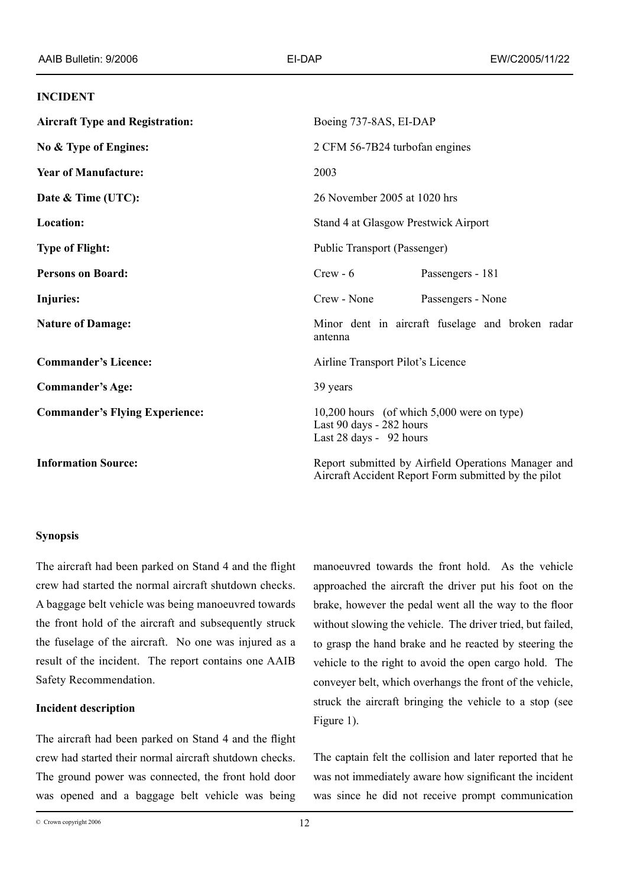## INCIDENT

| | | |
|---|---|---|
| **Aircraft Type and Registration:** | Boeing 737-8AS, EI-DAP | |
| **No & Type of Engines:** | 2 CFM 56-7B24 turbofan engines | |
| **Year of Manufacture:** | 2003 | |
| **Date & Time (UTC):** | 26 November 2005 at 1020 hrs | |
| **Location:** | Stand 4 at Glasgow Prestwick Airport | |
| **Type of Flight:** | Public Transport (Passenger) | |
| **Persons on Board:** | Crew - 6 | Passengers - 181 |
| **Injuries:** | Crew - None | Passengers - None |
| **Nature of Damage:** | Minor dent in aircraft fuselage and broken radar antenna | |
| **Commander's Licence:** | Airline Transport Pilot's Licence | |
| **Commander's Age:** | 39 years | |
| **Commander's Flying Experience:** | 10,200 hours (of which 5,000 were on type)<br>Last 90 days - 282 hours<br>Last 28 days - 92 hours | |
| **Information Source:** | Report submitted by Airfield Operations Manager and Aircraft Accident Report Form submitted by the pilot | |

### Synopsis

The aircraft had been parked on Stand 4 and the flight crew had started the normal aircraft shutdown checks. A baggage belt vehicle was being manoeuvred towards the front hold of the aircraft and subsequently struck the fuselage of the aircraft. No one was injured as a result of the incident. The report contains one AAIB Safety Recommendation.

### Incident description

The aircraft had been parked on Stand 4 and the flight crew had started their normal aircraft shutdown checks. The ground power was connected, the front hold door was opened and a baggage belt vehicle was being manoeuvred towards the front hold. As the vehicle approached the aircraft the driver put his foot on the brake, however the pedal went all the way to the floor without slowing the vehicle. The driver tried, but failed, to grasp the hand brake and he reacted by steering the vehicle to the right to avoid the open cargo hold. The conveyer belt, which overhangs the front of the vehicle, struck the aircraft bringing the vehicle to a stop (see Figure 1).

The captain felt the collision and later reported that he was not immediately aware how significant the incident was since he did not receive prompt communication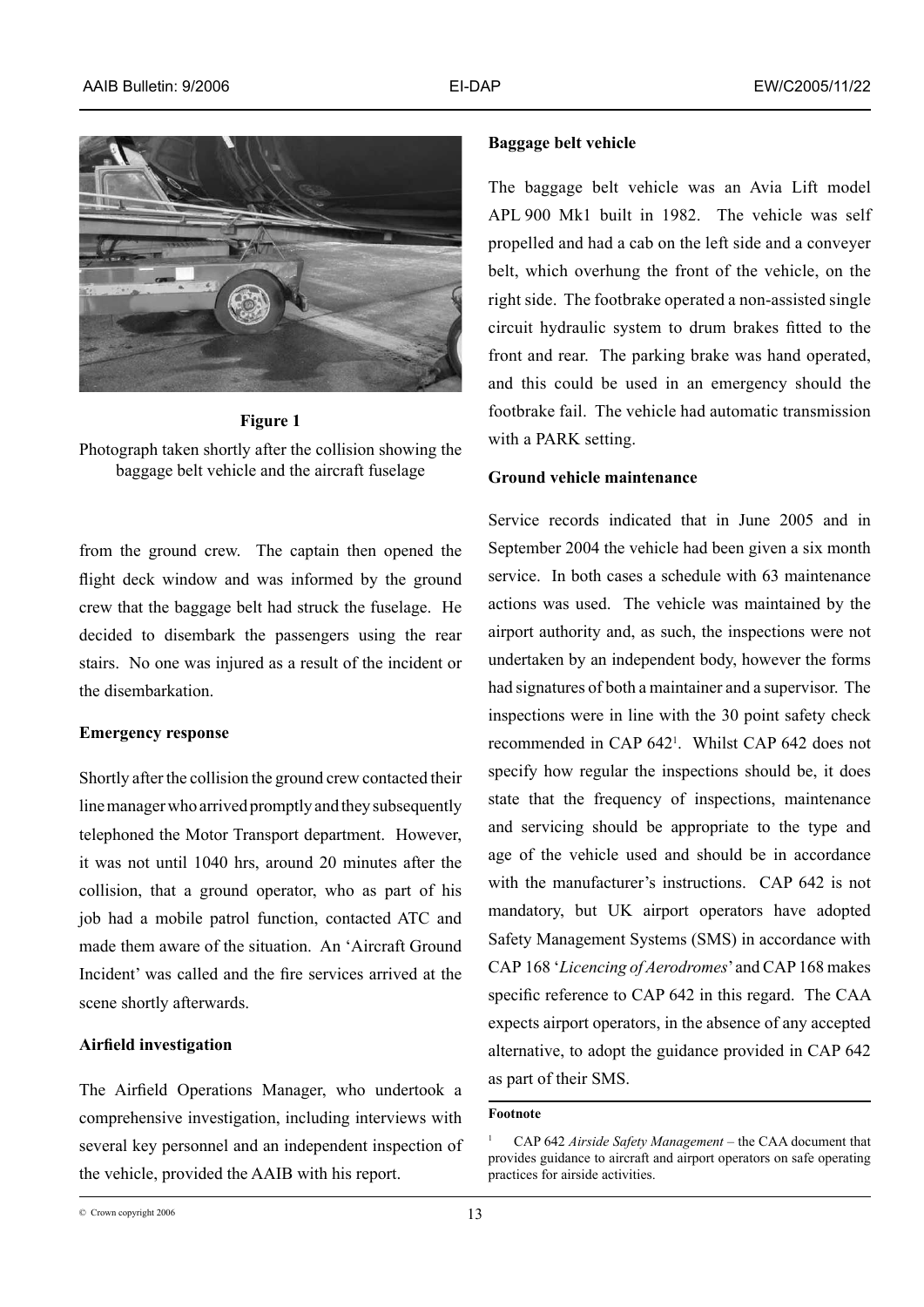**Figure 1**

Photograph taken shortly after the collision showing the baggage belt vehicle and the aircraft fuselage

from the ground crew. The captain then opened the flight deck window and was informed by the ground crew that the baggage belt had struck the fuselage. He decided to disembark the passengers using the rear stairs. No one was injured as a result of the incident or the disembarkation.

**Emergency response**

Shortly after the collision the ground crew contacted their line manager who arrived promptly and they subsequently telephoned the Motor Transport department. However, it was not until 1040 hrs, around 20 minutes after the collision, that a ground operator, who as part of his job had a mobile patrol function, contacted ATC and made them aware of the situation. An 'Aircraft Ground Incident' was called and the fire services arrived at the scene shortly afterwards.

**Airfield investigation**

The Airfield Operations Manager, who undertook a comprehensive investigation, including interviews with several key personnel and an independent inspection of the vehicle, provided the AAIB with his report.

**Baggage belt vehicle**

The baggage belt vehicle was an Avia Lift model APL 900 Mk1 built in 1982. The vehicle was self propelled and had a cab on the left side and a conveyer belt, which overhung the front of the vehicle, on the right side. The footbrake operated a non-assisted single circuit hydraulic system to drum brakes fitted to the front and rear. The parking brake was hand operated, and this could be used in an emergency should the footbrake fail. The vehicle had automatic transmission with a PARK setting.

**Ground vehicle maintenance**

Service records indicated that in June 2005 and in September 2004 the vehicle had been given a six month service. In both cases a schedule with 63 maintenance actions was used. The vehicle was maintained by the airport authority and, as such, the inspections were not undertaken by an independent body, however the forms had signatures of both a maintainer and a supervisor. The inspections were in line with the 30 point safety check recommended in CAP 642[1]. Whilst CAP 642 does not specify how regular the inspections should be, it does state that the frequency of inspections, maintenance and servicing should be appropriate to the type and age of the vehicle used and should be in accordance with the manufacturer's instructions. CAP 642 is not mandatory, but UK airport operators have adopted Safety Management Systems (SMS) in accordance with CAP 168 '*Licencing of Aerodromes*' and CAP 168 makes specific reference to CAP 642 in this regard. The CAA expects airport operators, in the absence of any accepted alternative, to adopt the guidance provided in CAP 642 as part of their SMS.

**Footnote**

[1] CAP 642 *Airside Safety Management* – the CAA document that provides guidance to aircraft and airport operators on safe operating practices for airside activities.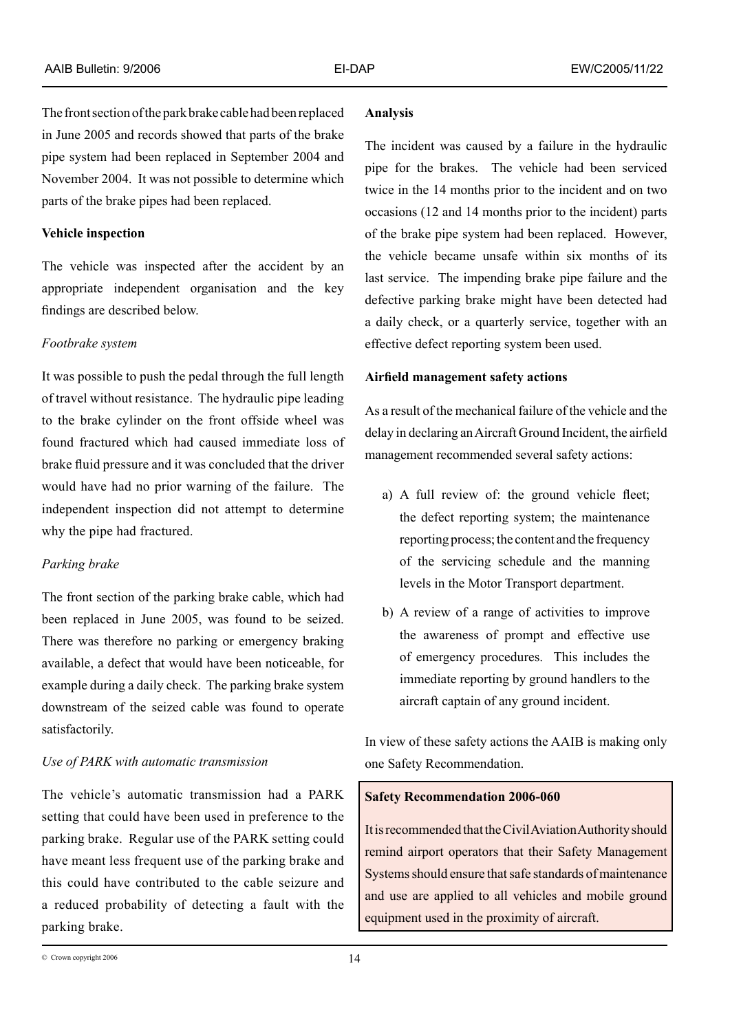The front section of the park brake cable had been replaced in June 2005 and records showed that parts of the brake pipe system had been replaced in September 2004 and November 2004. It was not possible to determine which parts of the brake pipes had been replaced.

**Vehicle inspection**

The vehicle was inspected after the accident by an appropriate independent organisation and the key findings are described below.

*Footbrake system*

It was possible to push the pedal through the full length of travel without resistance. The hydraulic pipe leading to the brake cylinder on the front offside wheel was found fractured which had caused immediate loss of brake fluid pressure and it was concluded that the driver would have had no prior warning of the failure. The independent inspection did not attempt to determine why the pipe had fractured.

*Parking brake*

The front section of the parking brake cable, which had been replaced in June 2005, was found to be seized. There was therefore no parking or emergency braking available, a defect that would have been noticeable, for example during a daily check. The parking brake system downstream of the seized cable was found to operate satisfactorily.

*Use of PARK with automatic transmission*

The vehicle's automatic transmission had a PARK setting that could have been used in preference to the parking brake. Regular use of the PARK setting could have meant less frequent use of the parking brake and this could have contributed to the cable seizure and a reduced probability of detecting a fault with the parking brake.

**Analysis**

The incident was caused by a failure in the hydraulic pipe for the brakes. The vehicle had been serviced twice in the 14 months prior to the incident and on two occasions (12 and 14 months prior to the incident) parts of the brake pipe system had been replaced. However, the vehicle became unsafe within six months of its last service. The impending brake pipe failure and the defective parking brake might have been detected had a daily check, or a quarterly service, together with an effective defect reporting system been used.

**Airfield management safety actions**

As a result of the mechanical failure of the vehicle and the delay in declaring an Aircraft Ground Incident, the airfield management recommended several safety actions:

a) A full review of: the ground vehicle fleet; the defect reporting system; the maintenance reporting process; the content and the frequency of the servicing schedule and the manning levels in the Motor Transport department.

b) A review of a range of activities to improve the awareness of prompt and effective use of emergency procedures. This includes the immediate reporting by ground handlers to the aircraft captain of any ground incident.

In view of these safety actions the AAIB is making only one Safety Recommendation.

**Safety Recommendation 2006-060**

It is recommended that the Civil Aviation Authority should remind airport operators that their Safety Management Systems should ensure that safe standards of maintenance and use are applied to all vehicles and mobile ground equipment used in the proximity of aircraft.